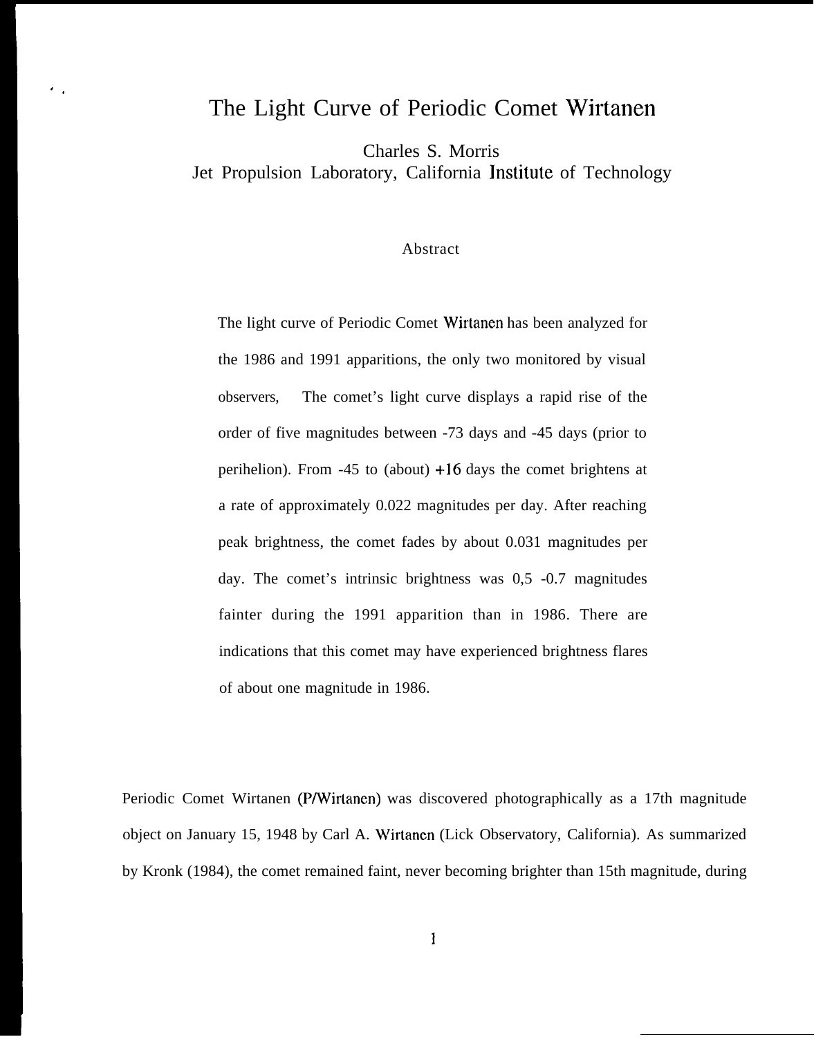# The Light Curve of Periodic Comet Wirtanen

Charles S. Morris
Jet Propulsion Laboratory, California Institute of Technology

## Abstract

The light curve of Periodic Comet Wirtanen has been analyzed for the 1986 and 1991 apparitions, the only two monitored by visual observers, The comet's light curve displays a rapid rise of the order of five magnitudes between -73 days and -45 days (prior to perihelion). From -45 to (about) +16 days the comet brightens at a rate of approximately 0.022 magnitudes per day. After reaching peak brightness, the comet fades by about 0.031 magnitudes per day. The comet's intrinsic brightness was 0,5 -0.7 magnitudes fainter during the 1991 apparition than in 1986. There are indications that this comet may have experienced brightness flares of about one magnitude in 1986.

Periodic Comet Wirtanen (P/Wirtanen) was discovered photographically as a 17th magnitude object on January 15, 1948 by Carl A. Wirtanen (Lick Observatory, California). As summarized by Kronk (1984), the comet remained faint, never becoming brighter than 15th magnitude, during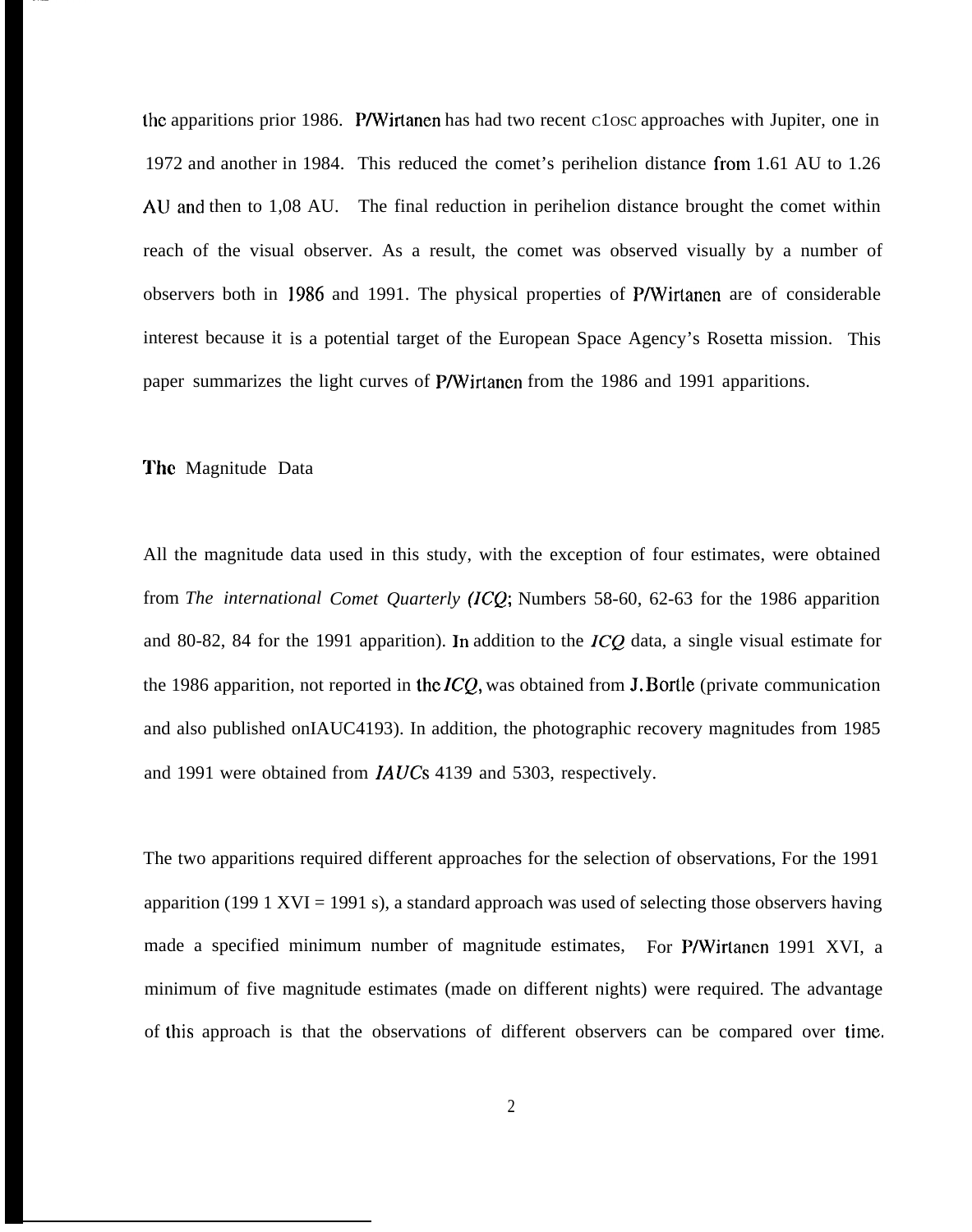the apparitions prior 1986. P/Wirtanen has had two recent close approaches with Jupiter, one in 1972 and another in 1984. This reduced the comet's perihelion distance from 1.61 AU to 1.26 AU and then to 1,08 AU. The final reduction in perihelion distance brought the comet within reach of the visual observer. As a result, the comet was observed visually by a number of observers both in 1986 and 1991. The physical properties of P/Wirtanen are of considerable interest because it is a potential target of the European Space Agency's Rosetta mission. This paper summarizes the light curves of P/Wirtanen from the 1986 and 1991 apparitions.

## The Magnitude Data

All the magnitude data used in this study, with the exception of four estimates, were obtained from *The international Comet Quarterly (ICQ*; Numbers 58-60, 62-63 for the 1986 apparition and 80-82, 84 for the 1991 apparition). In addition to the *ICQ* data, a single visual estimate for the 1986 apparition, not reported in the *ICQ*, was obtained from J. Bortle (private communication and also published onIAUC4193). In addition, the photographic recovery magnitudes from 1985 and 1991 were obtained from *IAUCs* 4139 and 5303, respectively.

The two apparitions required different approaches for the selection of observations, For the 1991 apparition (199 1 XVI = 1991 s), a standard approach was used of selecting those observers having made a specified minimum number of magnitude estimates, For P/Wirtanen 1991 XVI, a minimum of five magnitude estimates (made on different nights) were required. The advantage of this approach is that the observations of different observers can be compared over time.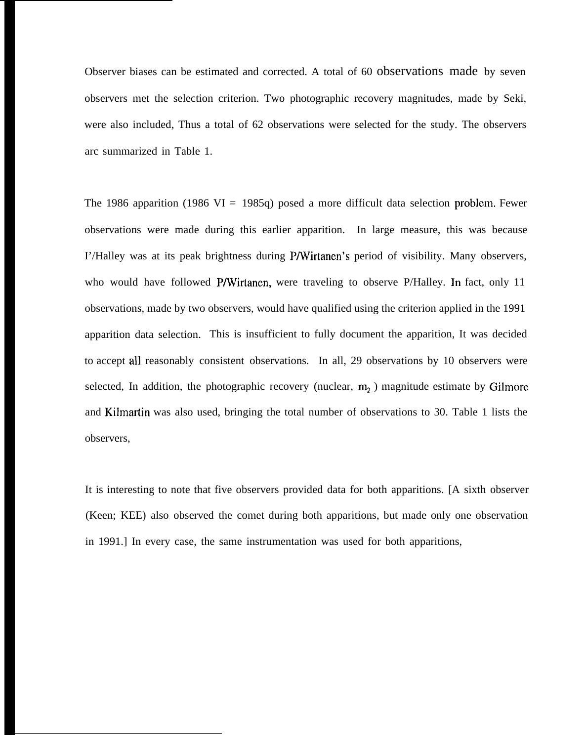Observer biases can be estimated and corrected. A total of 60 observations made by seven observers met the selection criterion. Two photographic recovery magnitudes, made by Seki, were also included, Thus a total of 62 observations were selected for the study. The observers arc summarized in Table 1.

The 1986 apparition (1986 VI = 1985q) posed a more difficult data selection problem. Fewer observations were made during this earlier apparition. In large measure, this was because I'/Halley was at its peak brightness during P/Wirtanen's period of visibility. Many observers, who would have followed P/Wirtanen, were traveling to observe P/Halley. In fact, only 11 observations, made by two observers, would have qualified using the criterion applied in the 1991 apparition data selection. This is insufficient to fully document the apparition, It was decided to accept all reasonably consistent observations. In all, 29 observations by 10 observers were selected, In addition, the photographic recovery (nuclear, $m_2$ ) magnitude estimate by Gilmore and Kilmartin was also used, bringing the total number of observations to 30. Table 1 lists the observers,

It is interesting to note that five observers provided data for both apparitions. [A sixth observer (Keen; KEE) also observed the comet during both apparitions, but made only one observation in 1991.] In every case, the same instrumentation was used for both apparitions,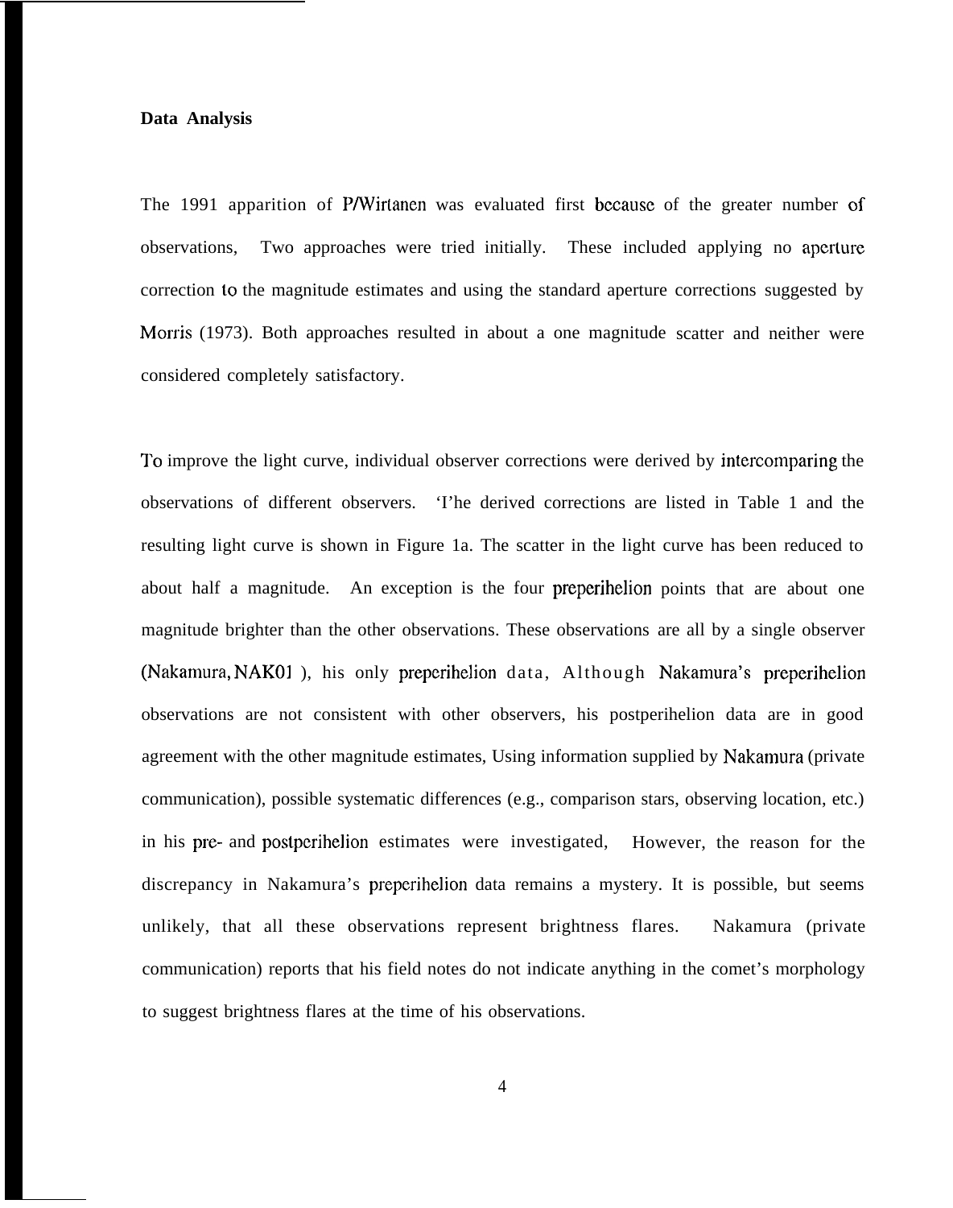**Data Analysis**

The 1991 apparition of P/Wirtanen was evaluated first because of the greater number of observations, Two approaches were tried initially. These included applying no aperture correction to the magnitude estimates and using the standard aperture corrections suggested by Morris (1973). Both approaches resulted in about a one magnitude scatter and neither were considered completely satisfactory.

To improve the light curve, individual observer corrections were derived by intercomparing the observations of different observers. 'I'he derived corrections are listed in Table 1 and the resulting light curve is shown in Figure 1a. The scatter in the light curve has been reduced to about half a magnitude. An exception is the four preperihelion points that are about one magnitude brighter than the other observations. These observations are all by a single observer (Nakamura, NAK01 ), his only preperihelion data, Although Nakamura's preperihelion observations are not consistent with other observers, his postperihelion data are in good agreement with the other magnitude estimates, Using information supplied by Nakamura (private communication), possible systematic differences (e.g., comparison stars, observing location, etc.) in his pre- and postperihelion estimates were investigated, However, the reason for the discrepancy in Nakamura's preperihelion data remains a mystery. It is possible, but seems unlikely, that all these observations represent brightness flares. Nakamura (private communication) reports that his field notes do not indicate anything in the comet's morphology to suggest brightness flares at the time of his observations.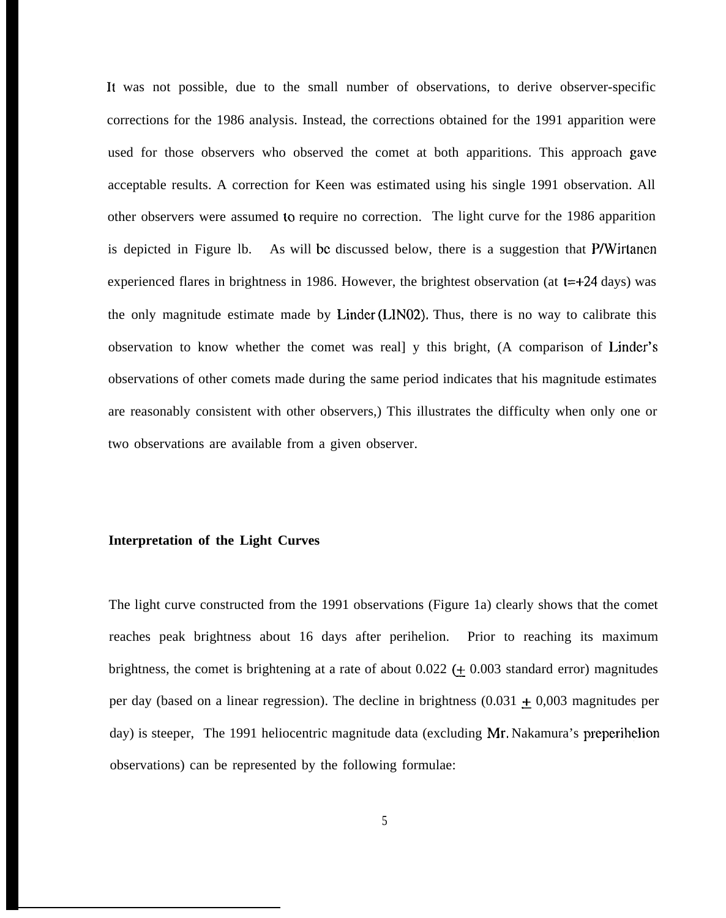It was not possible, due to the small number of observations, to derive observer-specific corrections for the 1986 analysis. Instead, the corrections obtained for the 1991 apparition were used for those observers who observed the comet at both apparitions. This approach gave acceptable results. A correction for Keen was estimated using his single 1991 observation. All other observers were assumed to require no correction. The light curve for the 1986 apparition is depicted in Figure lb. As will bc discussed below, there is a suggestion that P/Wirtanen experienced flares in brightness in 1986. However, the brightest observation (at t=+24 days) was the only magnitude estimate made by Linder (LIN02). Thus, there is no way to calibrate this observation to know whether the comet was real] y this bright, (A comparison of Linder's observations of other comets made during the same period indicates that his magnitude estimates are reasonably consistent with other observers,) This illustrates the difficulty when only one or two observations are available from a given observer.

**Interpretation of the Light Curves**

The light curve constructed from the 1991 observations (Figure 1a) clearly shows that the comet reaches peak brightness about 16 days after perihelion. Prior to reaching its maximum brightness, the comet is brightening at a rate of about 0.022 ($\pm$ 0.003 standard error) magnitudes per day (based on a linear regression). The decline in brightness (0.031 $\pm$ 0,003 magnitudes per day) is steeper, The 1991 heliocentric magnitude data (excluding Mr. Nakamura's preperihelion observations) can be represented by the following formulae: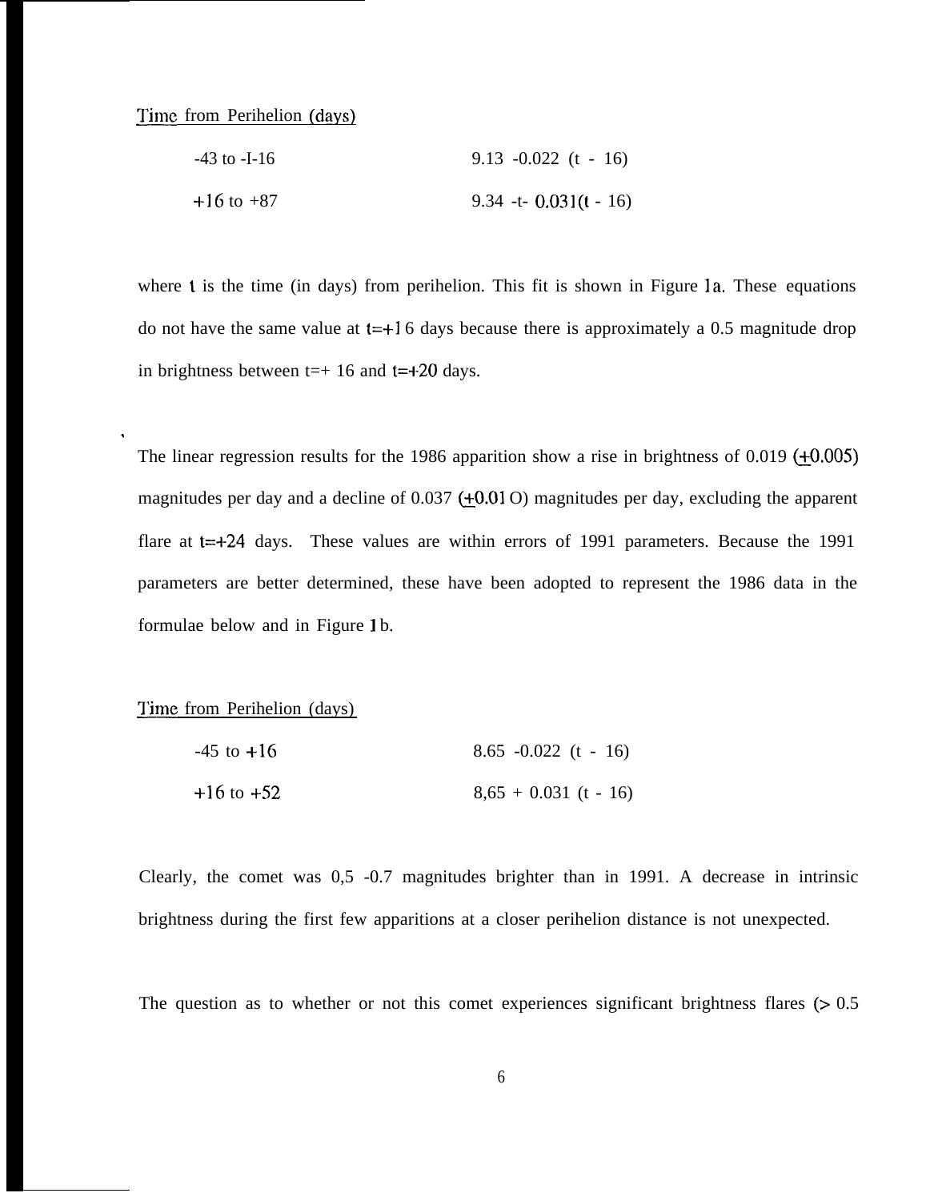Time from Perihelion (days)

| | |
|---|---|
| -43 to -I-16 | $9.13 - 0.022\ (t - 16)$ |
| +16 to +87 | $9.34 + 0.031(t - 16)$ |

where t is the time (in days) from perihelion. This fit is shown in Figure 1a. These equations do not have the same value at t=+16 days because there is approximately a 0.5 magnitude drop in brightness between t=+ 16 and t=+20 days.

The linear regression results for the 1986 apparition show a rise in brightness of 0.019 (±0.005) magnitudes per day and a decline of 0.037 (±0.010) magnitudes per day, excluding the apparent flare at t=+24 days. These values are within errors of 1991 parameters. Because the 1991 parameters are better determined, these have been adopted to represent the 1986 data in the formulae below and in Figure 1b.

Time from Perihelion (days)

| | |
|---|---|
| -45 to +16 | $8.65 - 0.022\ (t - 16)$ |
| +16 to +52 | $8{,}65 + 0.031\ (t - 16)$ |

Clearly, the comet was 0,5 -0.7 magnitudes brighter than in 1991. A decrease in intrinsic brightness during the first few apparitions at a closer perihelion distance is not unexpected.

The question as to whether or not this comet experiences significant brightness flares (> 0.5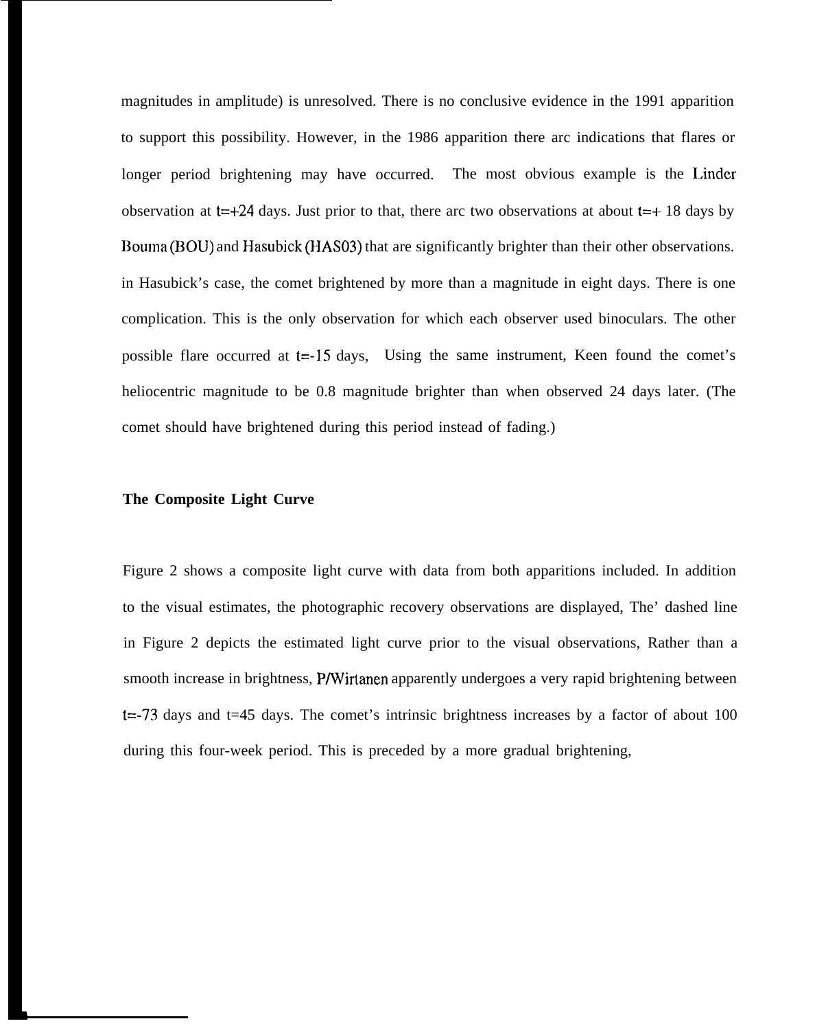magnitudes in amplitude) is unresolved. There is no conclusive evidence in the 1991 apparition to support this possibility. However, in the 1986 apparition there arc indications that flares or longer period brightening may have occurred. The most obvious example is the Linder observation at t=+24 days. Just prior to that, there arc two observations at about t=+ 18 days by Bouma (BOU) and Hasubick (HAS03) that are significantly brighter than their other observations. in Hasubick's case, the comet brightened by more than a magnitude in eight days. There is one complication. This is the only observation for which each observer used binoculars. The other possible flare occurred at t=-15 days, Using the same instrument, Keen found the comet's heliocentric magnitude to be 0.8 magnitude brighter than when observed 24 days later. (The comet should have brightened during this period instead of fading.)

**The Composite Light Curve**

Figure 2 shows a composite light curve with data from both apparitions included. In addition to the visual estimates, the photographic recovery observations are displayed, The' dashed line in Figure 2 depicts the estimated light curve prior to the visual observations, Rather than a smooth increase in brightness, P/Wirtanen apparently undergoes a very rapid brightening between t=-73 days and t=45 days. The comet's intrinsic brightness increases by a factor of about 100 during this four-week period. This is preceded by a more gradual brightening,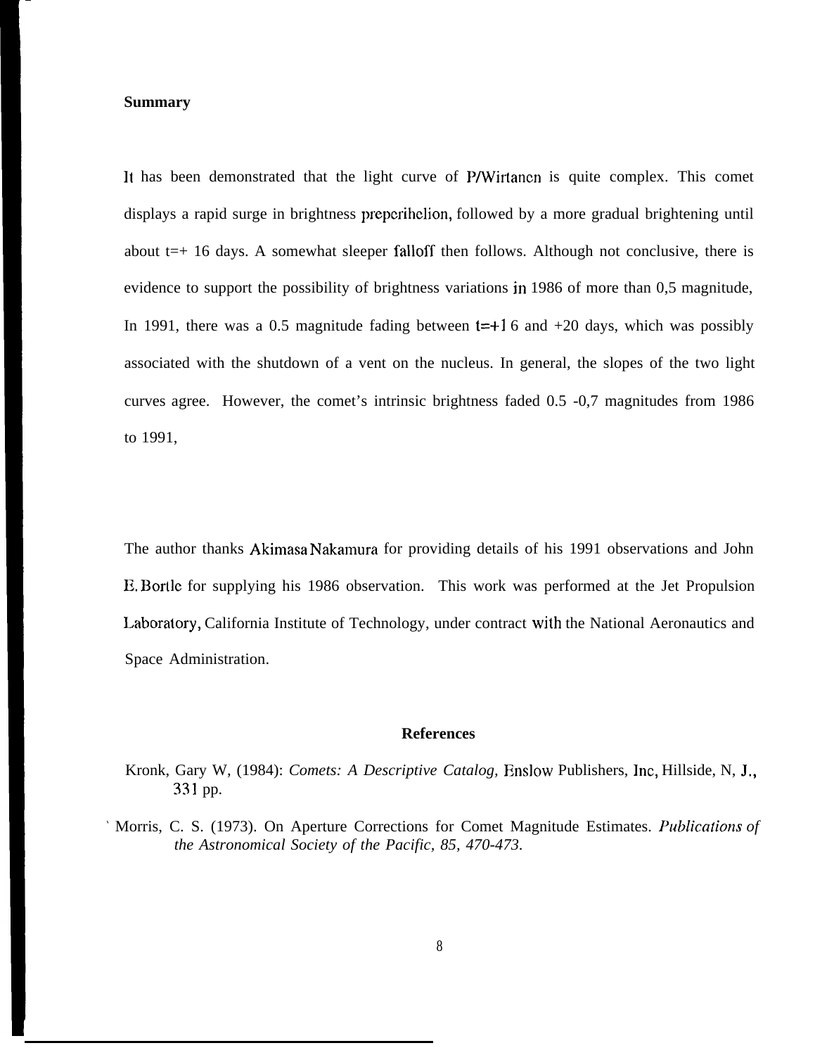**Summary**

It has been demonstrated that the light curve of P/Wirtanen is quite complex. This comet displays a rapid surge in brightness preperihelion, followed by a more gradual brightening until about t=+ 16 days. A somewhat sleeper falloff then follows. Although not conclusive, there is evidence to support the possibility of brightness variations in 1986 of more than 0,5 magnitude, In 1991, there was a 0.5 magnitude fading between t=+1 6 and +20 days, which was possibly associated with the shutdown of a vent on the nucleus. In general, the slopes of the two light curves agree. However, the comet's intrinsic brightness faded 0.5 -0,7 magnitudes from 1986 to 1991,

The author thanks Akimasa Nakamura for providing details of his 1991 observations and John E. Bortle for supplying his 1986 observation. This work was performed at the Jet Propulsion Laboratory, California Institute of Technology, under contract with the National Aeronautics and Space Administration.

## References

Kronk, Gary W, (1984): *Comets: A Descriptive Catalog,* Enslow Publishers, Inc, Hillside, N, J., 331 pp.

Morris, C. S. (1973). On Aperture Corrections for Comet Magnitude Estimates. *Publications of the Astronomical Society of the Pacific, 85, 470-473.*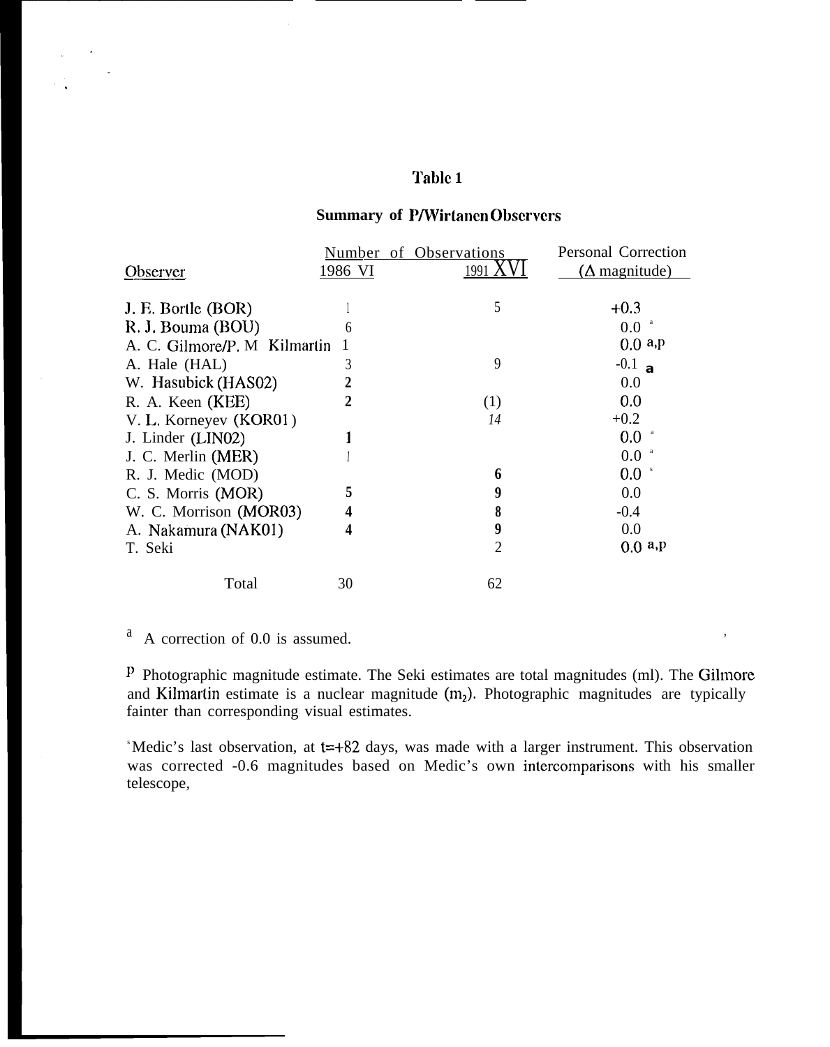# Table 1

## Summary of P/Wirtanen Observers

| Observer | Number of Observations | | Personal Correction |
|---|---|---|---|
| | 1986 VI | 1991 XVI | (Δ magnitude) |
| J. E. Bortle (BOR) | 1 | 5 | +0.3 |
| R. J. Bouma (BOU) | 6 | | 0.0 [a] |
| A. C. Gilmore/P. M Kilmartin | 1 | | 0.0 [a,p] |
| A. Hale (HAL) | 3 | 9 | -0.1 [a] |
| W. Hasubick (HAS02) | 2 | | 0.0 |
| R. A. Keen (KEE) | 2 | (1) | 0.0 |
| V. L. Korneyev (KOR01) | | 14 | +0.2 |
| J. Linder (LIN02) | 1 | | 0.0 [a] |
| J. C. Merlin (MER) | 1 | | 0.0 [a] |
| R. J. Medic (MOD) | | 6 | 0.0 [s] |
| C. S. Morris (MOR) | 5 | 9 | 0.0 |
| W. C. Morrison (MOR03) | 4 | 8 | -0.4 |
| A. Nakamura (NAK01) | 4 | 9 | 0.0 |
| T. Seki | | 2 | 0.0 [a,p] |
| Total | 30 | 62 | |

[a] A correction of 0.0 is assumed.

[p] Photographic magnitude estimate. The Seki estimates are total magnitudes (ml). The Gilmore and Kilmartin estimate is a nuclear magnitude ($m_2$). Photographic magnitudes are typically fainter than corresponding visual estimates.

[s] Medic's last observation, at t=+82 days, was made with a larger instrument. This observation was corrected -0.6 magnitudes based on Medic's own intercomparisons with his smaller telescope,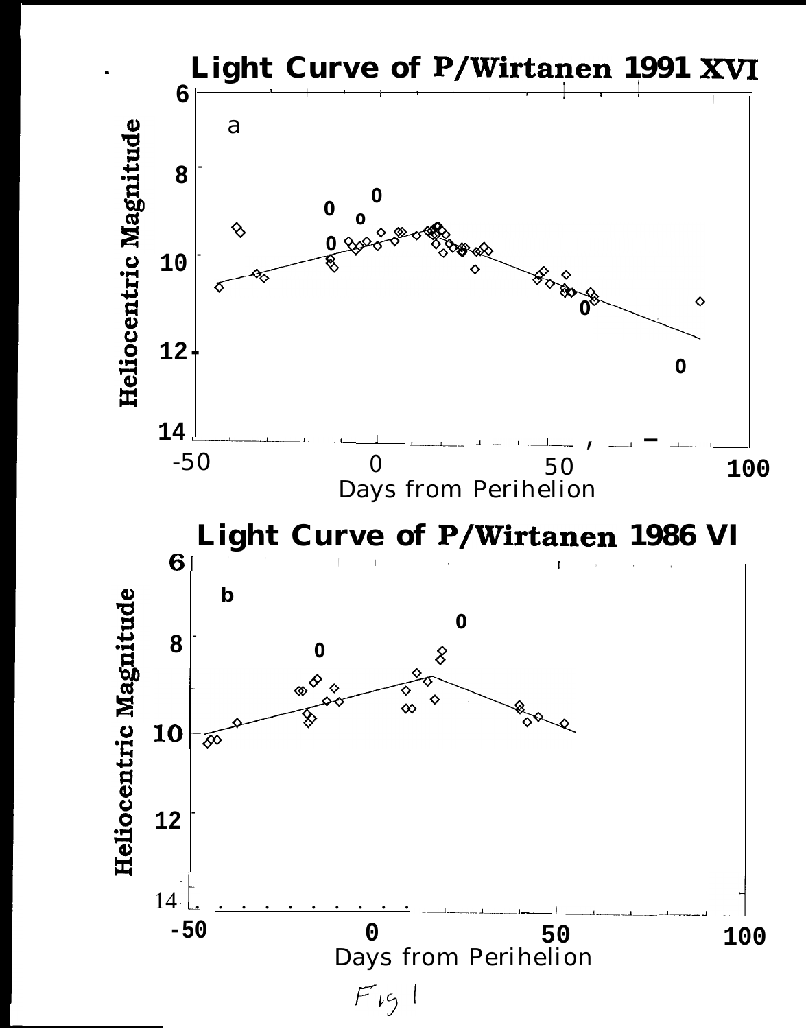**Light Curve of P/Wirtanen 1991 XVI**

a

Heliocentric Magnitude

Days from Perihelion

**Light Curve of P/Wirtanen 1986 VI**

b

Heliocentric Magnitude

Days from Perihelion

Fig 1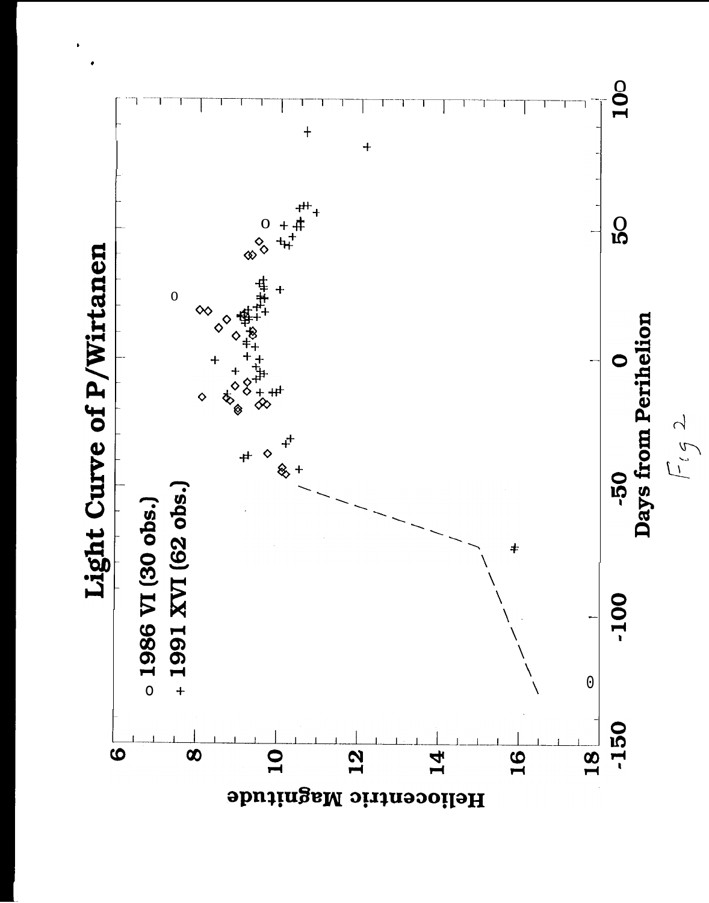# Light Curve of P/Wirtanen

o 1986 VI (30 obs.)

+ 1991 XVI (62 obs.)

Heliocentric Magnitude

6

8

10

12

14

16

18

-150

-100

-50

0

50

100

Days from Perihelion

Fig 2